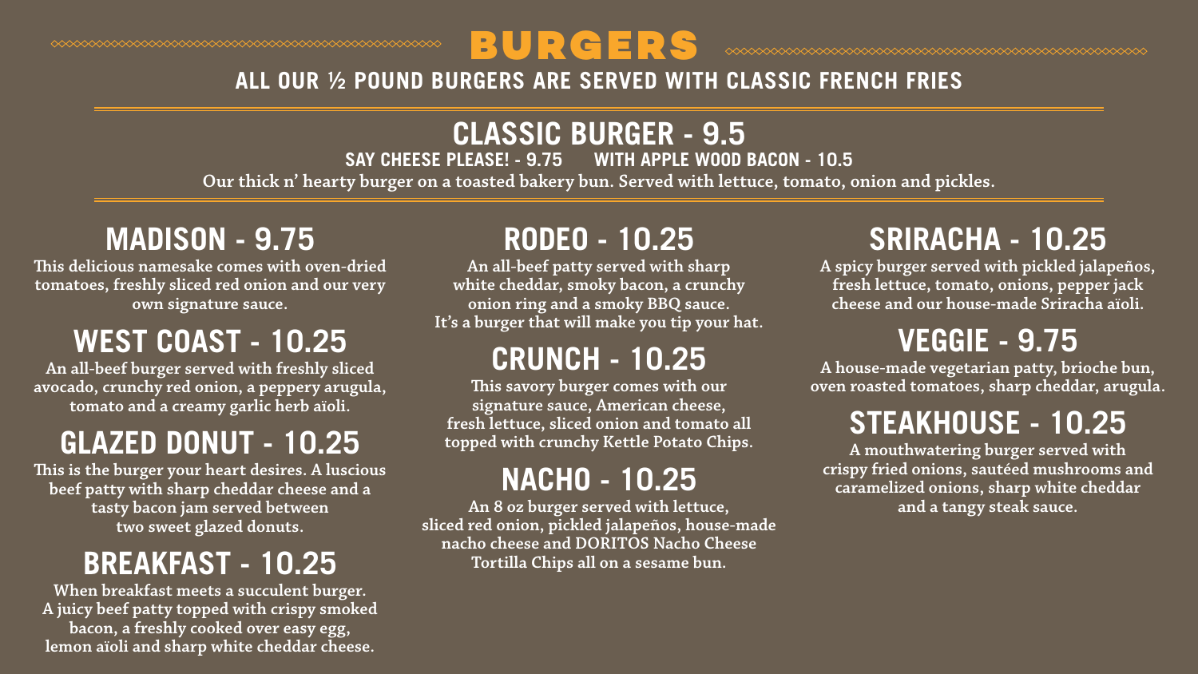# BURGERS

**ALL OUR ½ POUND BURGERS ARE SERVED WITH CLASSIC FRENCH FRIES**

## CLASSIC BURGER - 9.5

**SAY CHEESE PLEASE! - 9.75 WITH APPLE WOOD BACON - 10.5**

Our thick n' hearty burger on a toasted bakery bun. Served with lettuce, tomato, onion and pickles.

## MADISON - 9.75

This delicious namesake comes with oven-dried tomatoes, freshly sliced red onion and our very own signature sauce.

## WEST COAST - 10.25

An all-beef burger served with freshly sliced avocado, crunchy red onion, a peppery arugula, tomato and a creamy garlic herb aïoli.

## GLAZED DONUT - 10.25

This is the burger your heart desires. A luscious beef patty with sharp cheddar cheese and a tasty bacon jam served between two sweet glazed donuts.

## BREAKFAST - 10.25

When breakfast meets a succulent burger. A juicy beef patty topped with crispy smoked bacon, a freshly cooked over easy egg, lemon aïoli and sharp white cheddar cheese.

## RODEO - 10.25

An all-beef patty served with sharp white cheddar, smoky bacon, a crunchy onion ring and a smoky BBQ sauce. It's a burger that will make you tip your hat.

## CRUNCH - 10.25

This savory burger comes with our signature sauce, American cheese, fresh lettuce, sliced onion and tomato all topped with crunchy Kettle Potato Chips.

## NACHO - 10.25

An 8 oz burger served with lettuce, sliced red onion, pickled jalapeños, house-made nacho cheese and DORITOS Nacho Cheese Tortilla Chips all on a sesame bun.

## SRIRACHA - 10.25

A spicy burger served with pickled jalapeños, fresh lettuce, tomato, onions, pepper jack cheese and our house-made Sriracha aïoli.

## VEGGIE - 9.75

A house-made vegetarian patty, brioche bun, oven roasted tomatoes, sharp cheddar, arugula.

## STEAKHOUSE - 10.25

A mouthwatering burger served with crispy fried onions, sautéed mushrooms and caramelized onions, sharp white cheddar and a tangy steak sauce.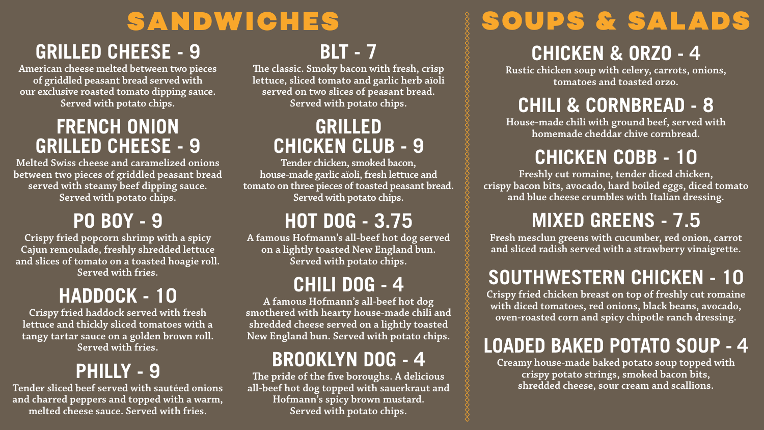# SANDWICHES

## GRILLED CHEESE - 9

American cheese melted between two pieces of griddled peasant bread served with our exclusive roasted tomato dipping sauce. Served with potato chips.

## FRENCH ONION GRILLED CHEESE - 9

Melted Swiss cheese and caramelized onions between two pieces of griddled peasant bread served with steamy beef dipping sauce. Served with potato chips.

## PO BOY - 9

Crispy fried popcorn shrimp with a spicy Cajun remoulade, freshly shredded lettuce and slices of tomato on a toasted hoagie roll. Served with fries.

## HADDOCK - 10

Crispy fried haddock served with fresh lettuce and thickly sliced tomatoes with a tangy tartar sauce on a golden brown roll. Served with fries.

## PHILLY - 9

Tender sliced beef served with sautéed onions and charred peppers and topped with a warm, melted cheese sauce. Served with fries.

## BLT - 7

The classic. Smoky bacon with fresh, crisp lettuce, sliced tomato and garlic herb aïoli served on two slices of peasant bread. Served with potato chips.

## GRILLED CHICKEN CLUB - 9

Tender chicken, smoked bacon, house-made garlic aïoli, fresh lettuce and tomato on three pieces of toasted peasant bread. Served with potato chips.

## HOT DOG - 3.75

A famous Hofmann's all-beef hot dog served on a lightly toasted New England bun. Served with potato chips.

## CHILI DOG - 4

A famous Hofmann's all-beef hot dog smothered with hearty house-made chili and shredded cheese served on a lightly toasted New England bun. Served with potato chips.

## BROOKLYN DOG - 4

The pride of the five boroughs. A delicious all-beef hot dog topped with sauerkraut and Hofmann's spicy brown mustard. Served with potato chips.

# SOUPS & SALADS

## CHICKEN & ORZO - 4

Rustic chicken soup with celery, carrots, onions, tomatoes and toasted orzo.

## CHILI & CORNBREAD - 8

House-made chili with ground beef, served with homemade cheddar chive cornbread.

## CHICKEN COBB - 10

Freshly cut romaine, tender diced chicken, crispy bacon bits, avocado, hard boiled eggs, diced tomato and blue cheese crumbles with Italian dressing.

## MIXED GREENS - 7.5

Fresh mesclun greens with cucumber, red onion, carrot and sliced radish served with a strawberry vinaigrette.

## SOUTHWESTERN CHICKEN - 10

Crispy fried chicken breast on top of freshly cut romaine with diced tomatoes, red onions, black beans, avocado, oven-roasted corn and spicy chipotle ranch dressing.

## LOADED BAKED POTATO SOUP - 4

Creamy house-made baked potato soup topped with crispy potato strings, smoked bacon bits, shredded cheese, sour cream and scallions.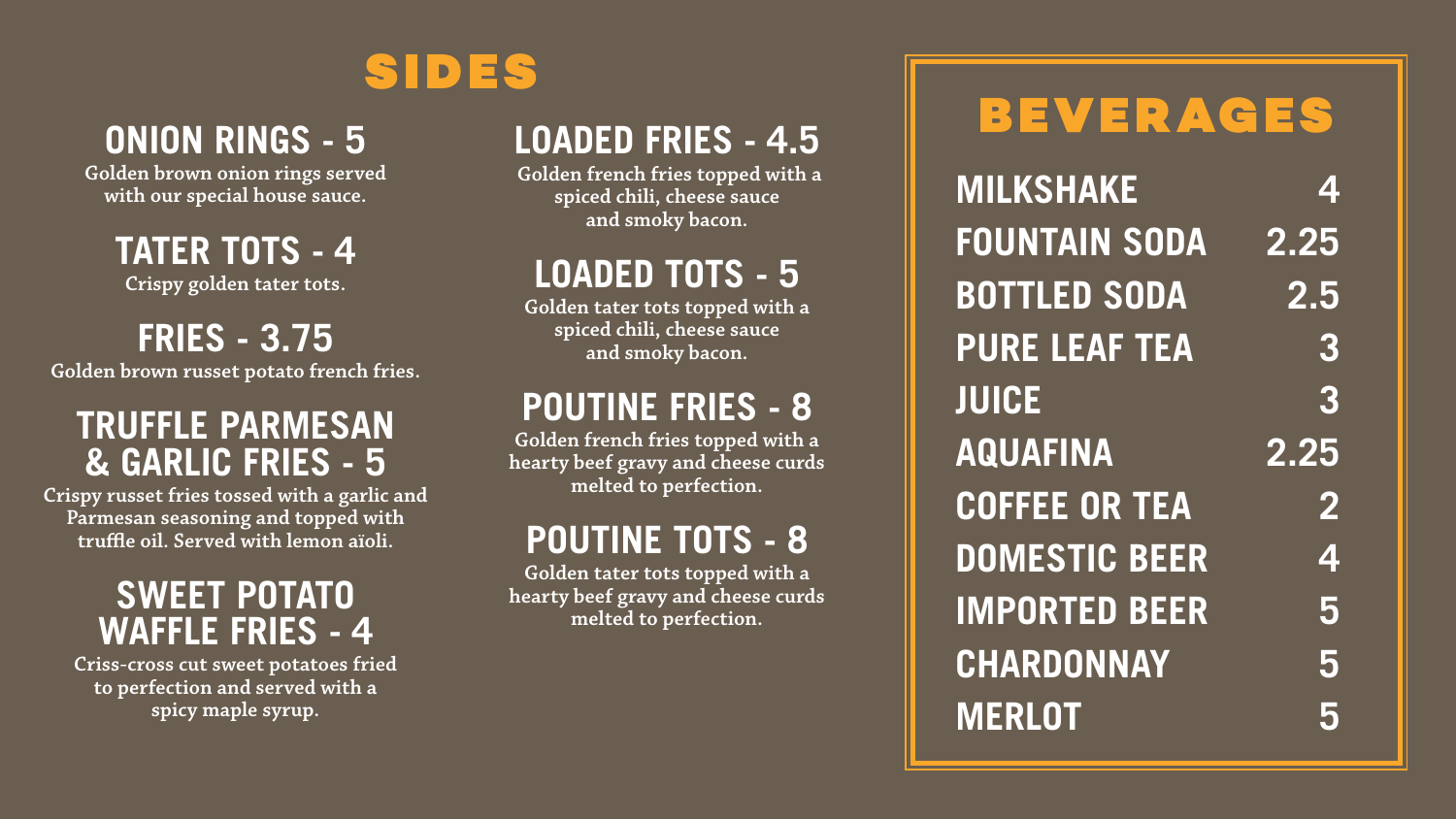# SIDES

## ONION RINGS - 5

Golden brown onion rings served with our special house sauce.

## TATER TOTS - 4

Crispy golden tater tots.

## FRIES - 3.75

Golden brown russet potato french fries.

## TRUFFLE PARMESAN & GARLIC FRIES - 5

Crispy russet fries tossed with a garlic and Parmesan seasoning and topped with truffle oil. Served with lemon aïoli.

## SWEET POTATO WAFFLE FRIES - 4

Criss-cross cut sweet potatoes fried to perfection and served with a spicy maple syrup.

## LOADED FRIES - 4.5

Golden french fries topped with a spiced chili, cheese sauce and smoky bacon.

## LOADED TOTS - 5

Golden tater tots topped with a spiced chili, cheese sauce and smoky bacon.

## POUTINE FRIES - 8

Golden french fries topped with a hearty beef gravy and cheese curds melted to perfection.

## POUTINE TOTS - 8

Golden tater tots topped with a hearty beef gravy and cheese curds melted to perfection.

# BEVERAGES

| Item | Price |
| --- | --- |
| MILKSHAKE | 4 |
| FOUNTAIN SODA | 2.25 |
| BOTTLED SODA | 2.5 |
| PURE LEAF TEA | 3 |
| JUICE | 3 |
| AQUAFINA | 2.25 |
| COFFEE OR TEA | 2 |
| DOMESTIC BEER | 4 |
| IMPORTED BEER | 5 |
| CHARDONNAY | 5 |
| MERLOT | 5 |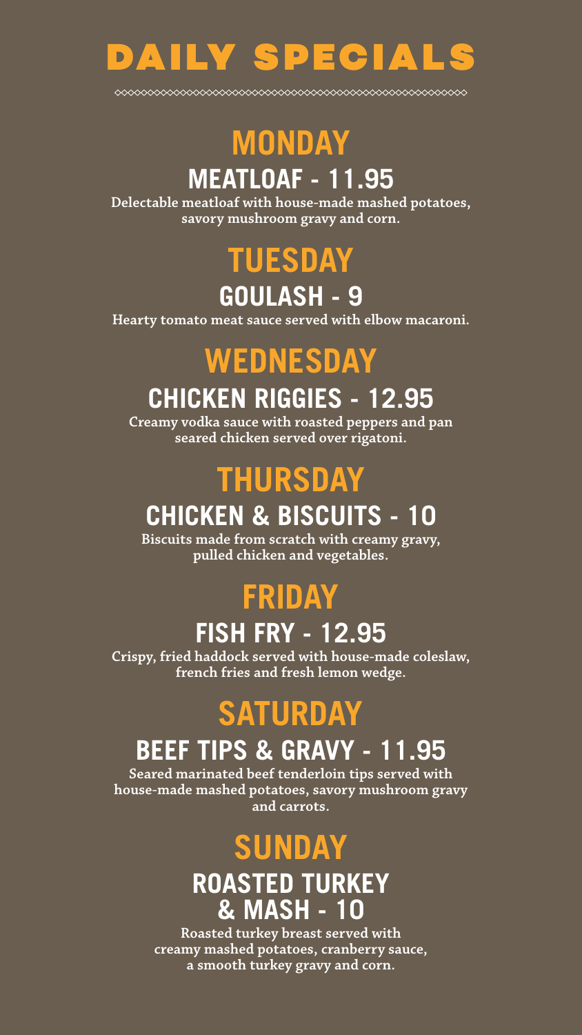# DAILY SPECIALS

## MONDAY

### MEATLOAF - 11.95

Delectable meatloaf with house-made mashed potatoes, savory mushroom gravy and corn.

## TUESDAY

### GOULASH - 9

Hearty tomato meat sauce served with elbow macaroni.

## WEDNESDAY

### CHICKEN RIGGIES - 12.95

Creamy vodka sauce with roasted peppers and pan seared chicken served over rigatoni.

## THURSDAY

### CHICKEN & BISCUITS - 10

Biscuits made from scratch with creamy gravy, pulled chicken and vegetables.

## FRIDAY

### FISH FRY - 12.95

Crispy, fried haddock served with house-made coleslaw, french fries and fresh lemon wedge.

## SATURDAY

### BEEF TIPS & GRAVY - 11.95

Seared marinated beef tenderloin tips served with house-made mashed potatoes, savory mushroom gravy and carrots.

## SUNDAY

### ROASTED TURKEY & MASH - 10

Roasted turkey breast served with creamy mashed potatoes, cranberry sauce, a smooth turkey gravy and corn.